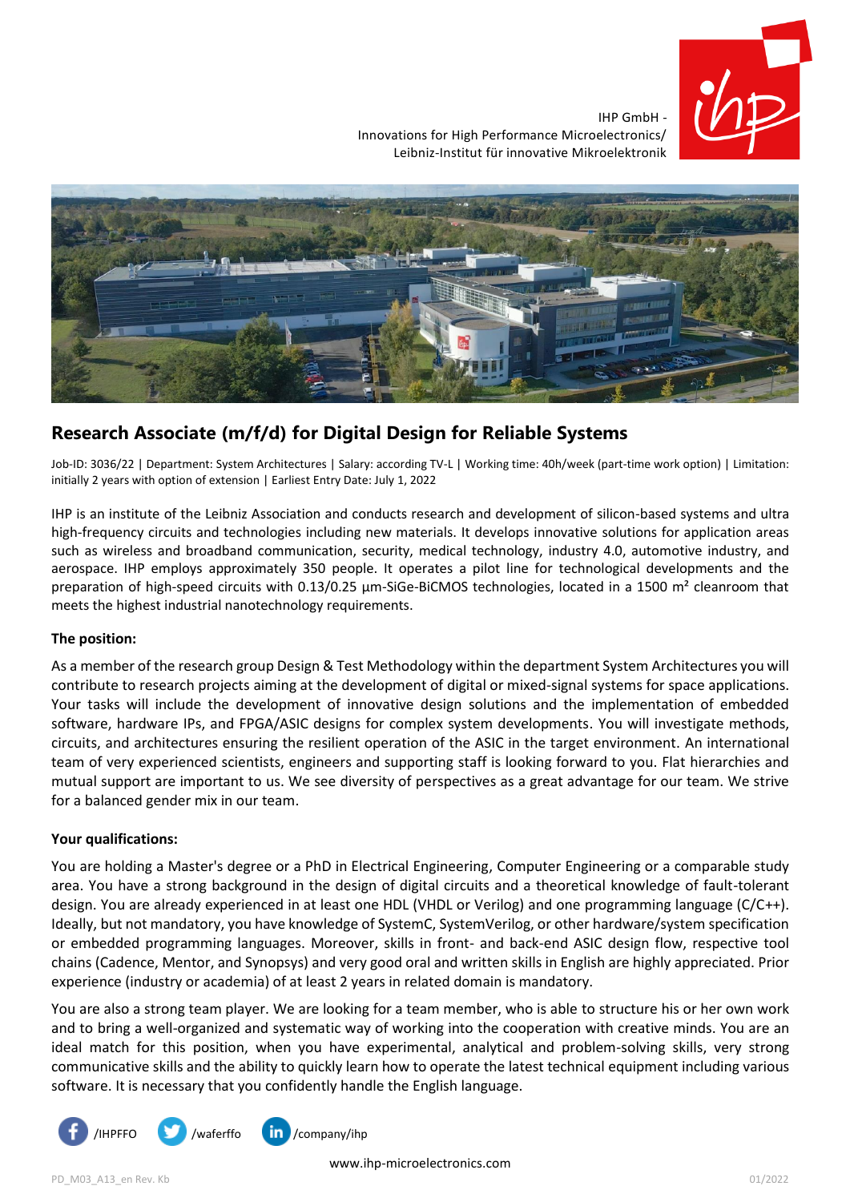IHP GmbH -
Innovations for High Performance Microelectronics/
Leibniz-Institut für innovative Mikroelektronik

## Research Associate (m/f/d) for Digital Design for Reliable Systems

Job-ID: 3036/22 | Department: System Architectures | Salary: according TV-L | Working time: 40h/week (part-time work option) | Limitation: initially 2 years with option of extension | Earliest Entry Date: July 1, 2022

IHP is an institute of the Leibniz Association and conducts research and development of silicon-based systems and ultra high-frequency circuits and technologies including new materials. It develops innovative solutions for application areas such as wireless and broadband communication, security, medical technology, industry 4.0, automotive industry, and aerospace. IHP employs approximately 350 people. It operates a pilot line for technological developments and the preparation of high-speed circuits with 0.13/0.25 µm-SiGe-BiCMOS technologies, located in a 1500 m² cleanroom that meets the highest industrial nanotechnology requirements.

**The position:**

As a member of the research group Design & Test Methodology within the department System Architectures you will contribute to research projects aiming at the development of digital or mixed-signal systems for space applications. Your tasks will include the development of innovative design solutions and the implementation of embedded software, hardware IPs, and FPGA/ASIC designs for complex system developments. You will investigate methods, circuits, and architectures ensuring the resilient operation of the ASIC in the target environment. An international team of very experienced scientists, engineers and supporting staff is looking forward to you. Flat hierarchies and mutual support are important to us. We see diversity of perspectives as a great advantage for our team. We strive for a balanced gender mix in our team.

**Your qualifications:**

You are holding a Master's degree or a PhD in Electrical Engineering, Computer Engineering or a comparable study area. You have a strong background in the design of digital circuits and a theoretical knowledge of fault-tolerant design. You are already experienced in at least one HDL (VHDL or Verilog) and one programming language (C/C++). Ideally, but not mandatory, you have knowledge of SystemC, SystemVerilog, or other hardware/system specification or embedded programming languages. Moreover, skills in front- and back-end ASIC design flow, respective tool chains (Cadence, Mentor, and Synopsys) and very good oral and written skills in English are highly appreciated. Prior experience (industry or academia) of at least 2 years in related domain is mandatory.

You are also a strong team player. We are looking for a team member, who is able to structure his or her own work and to bring a well-organized and systematic way of working into the cooperation with creative minds. You are an ideal match for this position, when you have experimental, analytical and problem-solving skills, very strong communicative skills and the ability to quickly learn how to operate the latest technical equipment including various software. It is necessary that you confidently handle the English language.

/IHPFFO /waferffo /company/ihp

www.ihp-microelectronics.com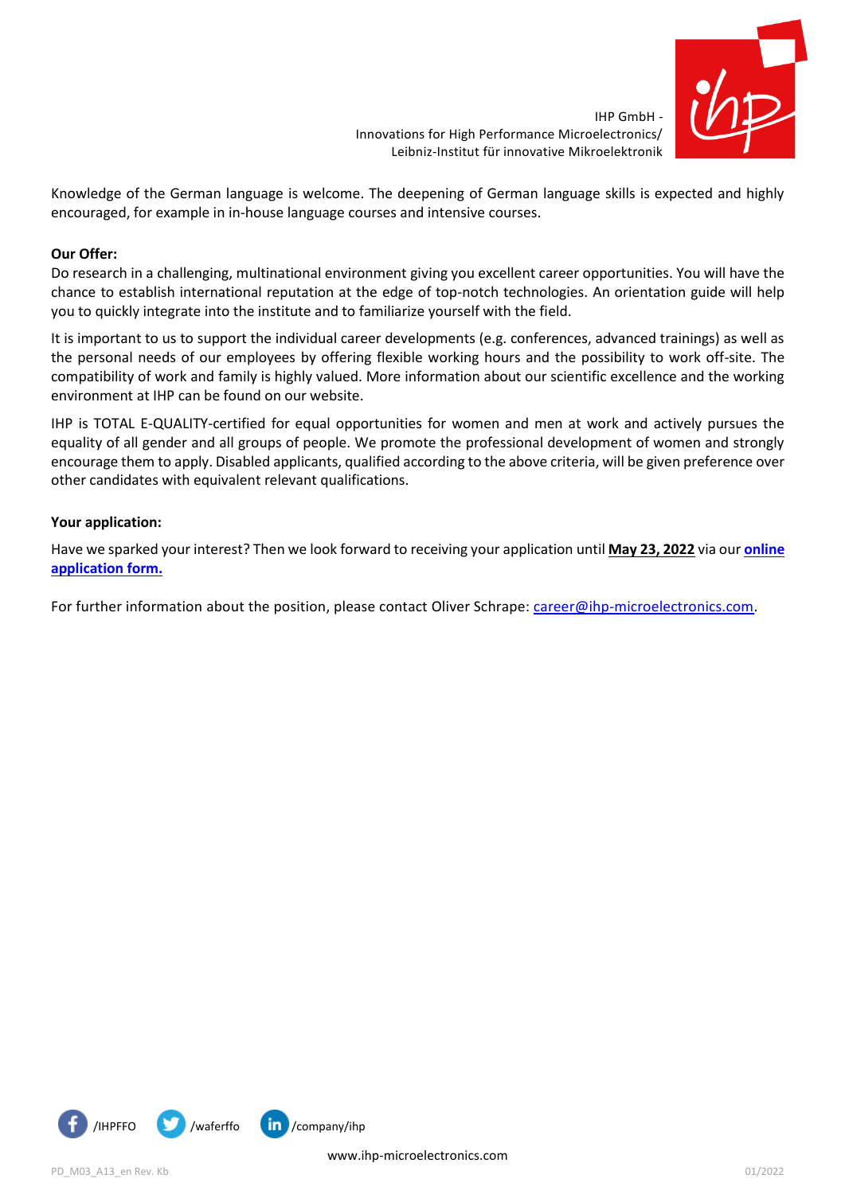Knowledge of the German language is welcome. The deepening of German language skills is expected and highly encouraged, for example in in-house language courses and intensive courses.

**Our Offer:**

Do research in a challenging, multinational environment giving you excellent career opportunities. You will have the chance to establish international reputation at the edge of top-notch technologies. An orientation guide will help you to quickly integrate into the institute and to familiarize yourself with the field.

It is important to us to support the individual career developments (e.g. conferences, advanced trainings) as well as the personal needs of our employees by offering flexible working hours and the possibility to work off-site. The compatibility of work and family is highly valued. More information about our scientific excellence and the working environment at IHP can be found on our website.

IHP is TOTAL E-QUALITY-certified for equal opportunities for women and men at work and actively pursues the equality of all gender and all groups of people. We promote the professional development of women and strongly encourage them to apply. Disabled applicants, qualified according to the above criteria, will be given preference over other candidates with equivalent relevant qualifications.

**Your application:**

Have we sparked your interest? Then we look forward to receiving your application until **May 23, 2022** via our **online application form.**

For further information about the position, please contact Oliver Schrape: career@ihp-microelectronics.com.

/IHPFFO /waferffo /company/ihp

www.ihp-microelectronics.com